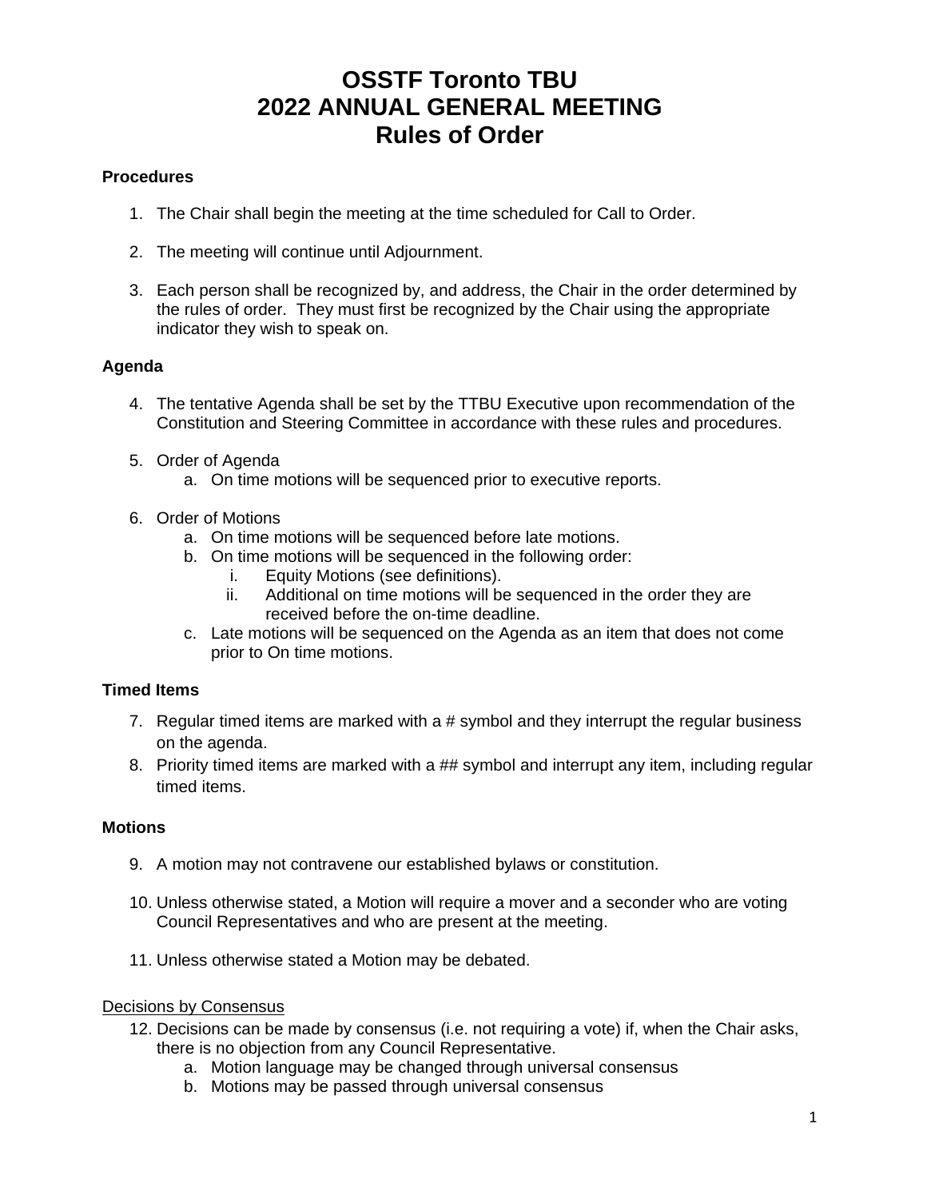# OSSTF Toronto TBU
# 2022 ANNUAL GENERAL MEETING
# Rules of Order

**Procedures**

1. The Chair shall begin the meeting at the time scheduled for Call to Order.

2. The meeting will continue until Adjournment.

3. Each person shall be recognized by, and address, the Chair in the order determined by the rules of order. They must first be recognized by the Chair using the appropriate indicator they wish to speak on.

**Agenda**

4. The tentative Agenda shall be set by the TTBU Executive upon recommendation of the Constitution and Steering Committee in accordance with these rules and procedures.

5. Order of Agenda
    a. On time motions will be sequenced prior to executive reports.

6. Order of Motions
    a. On time motions will be sequenced before late motions.
    b. On time motions will be sequenced in the following order:
        i. Equity Motions (see definitions).
        ii. Additional on time motions will be sequenced in the order they are received before the on-time deadline.
    c. Late motions will be sequenced on the Agenda as an item that does not come prior to On time motions.

**Timed Items**

7. Regular timed items are marked with a # symbol and they interrupt the regular business on the agenda.
8. Priority timed items are marked with a ## symbol and interrupt any item, including regular timed items.

**Motions**

9. A motion may not contravene our established bylaws or constitution.

10. Unless otherwise stated, a Motion will require a mover and a seconder who are voting Council Representatives and who are present at the meeting.

11. Unless otherwise stated a Motion may be debated.

<u>Decisions by Consensus</u>

12. Decisions can be made by consensus (i.e. not requiring a vote) if, when the Chair asks, there is no objection from any Council Representative.
    a. Motion language may be changed through universal consensus
    b. Motions may be passed through universal consensus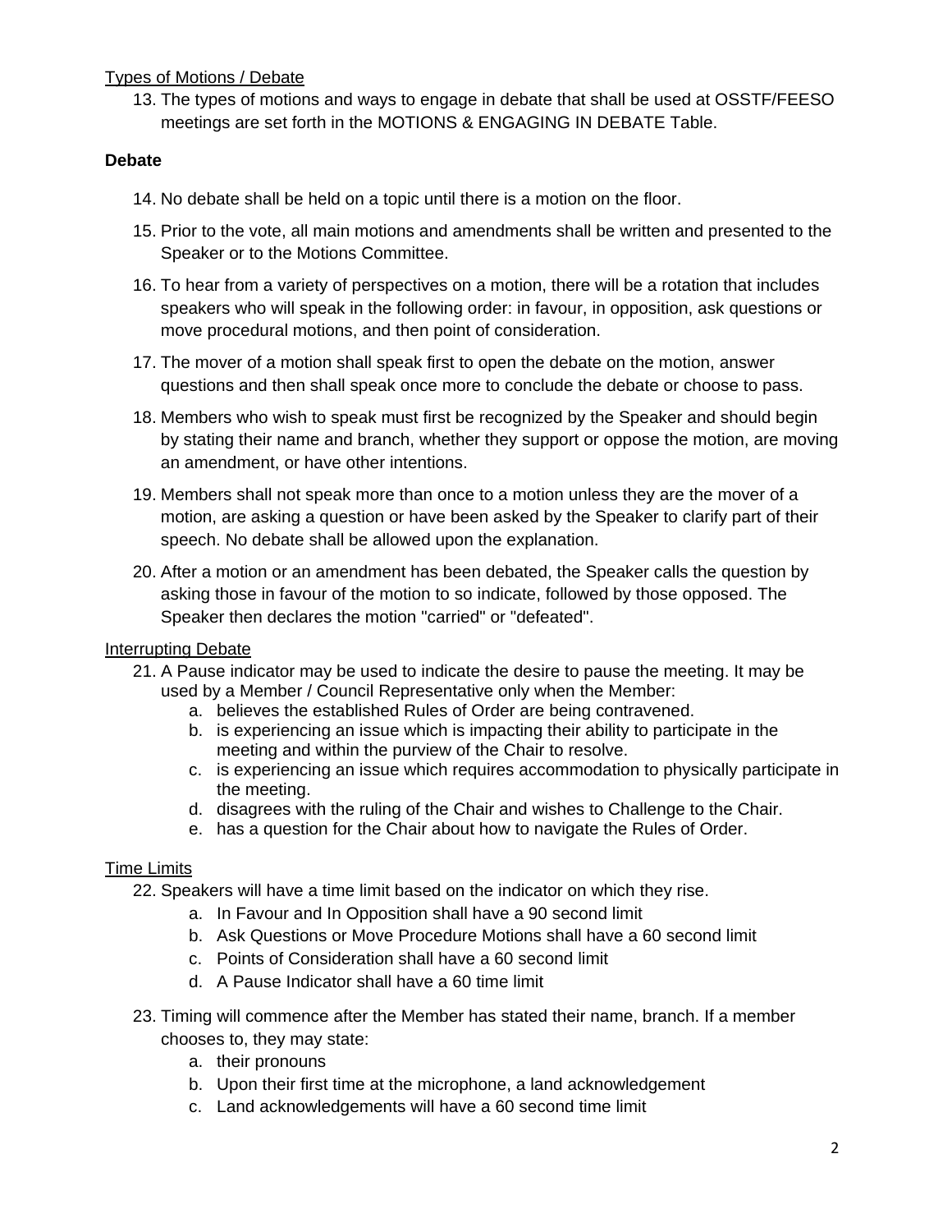Types of Motions / Debate

13. The types of motions and ways to engage in debate that shall be used at OSSTF/FEESO meetings are set forth in the MOTIONS & ENGAGING IN DEBATE Table.

**Debate**

14. No debate shall be held on a topic until there is a motion on the floor.
15. Prior to the vote, all main motions and amendments shall be written and presented to the Speaker or to the Motions Committee.
16. To hear from a variety of perspectives on a motion, there will be a rotation that includes speakers who will speak in the following order: in favour, in opposition, ask questions or move procedural motions, and then point of consideration.
17. The mover of a motion shall speak first to open the debate on the motion, answer questions and then shall speak once more to conclude the debate or choose to pass.
18. Members who wish to speak must first be recognized by the Speaker and should begin by stating their name and branch, whether they support or oppose the motion, are moving an amendment, or have other intentions.
19. Members shall not speak more than once to a motion unless they are the mover of a motion, are asking a question or have been asked by the Speaker to clarify part of their speech. No debate shall be allowed upon the explanation.
20. After a motion or an amendment has been debated, the Speaker calls the question by asking those in favour of the motion to so indicate, followed by those opposed. The Speaker then declares the motion "carried" or "defeated".

Interrupting Debate

21. A Pause indicator may be used to indicate the desire to pause the meeting. It may be used by a Member / Council Representative only when the Member:
    a. believes the established Rules of Order are being contravened.
    b. is experiencing an issue which is impacting their ability to participate in the meeting and within the purview of the Chair to resolve.
    c. is experiencing an issue which requires accommodation to physically participate in the meeting.
    d. disagrees with the ruling of the Chair and wishes to Challenge to the Chair.
    e. has a question for the Chair about how to navigate the Rules of Order.

Time Limits

22. Speakers will have a time limit based on the indicator on which they rise.
    a. In Favour and In Opposition shall have a 90 second limit
    b. Ask Questions or Move Procedure Motions shall have a 60 second limit
    c. Points of Consideration shall have a 60 second limit
    d. A Pause Indicator shall have a 60 time limit
23. Timing will commence after the Member has stated their name, branch. If a member chooses to, they may state:
    a. their pronouns
    b. Upon their first time at the microphone, a land acknowledgement
    c. Land acknowledgements will have a 60 second time limit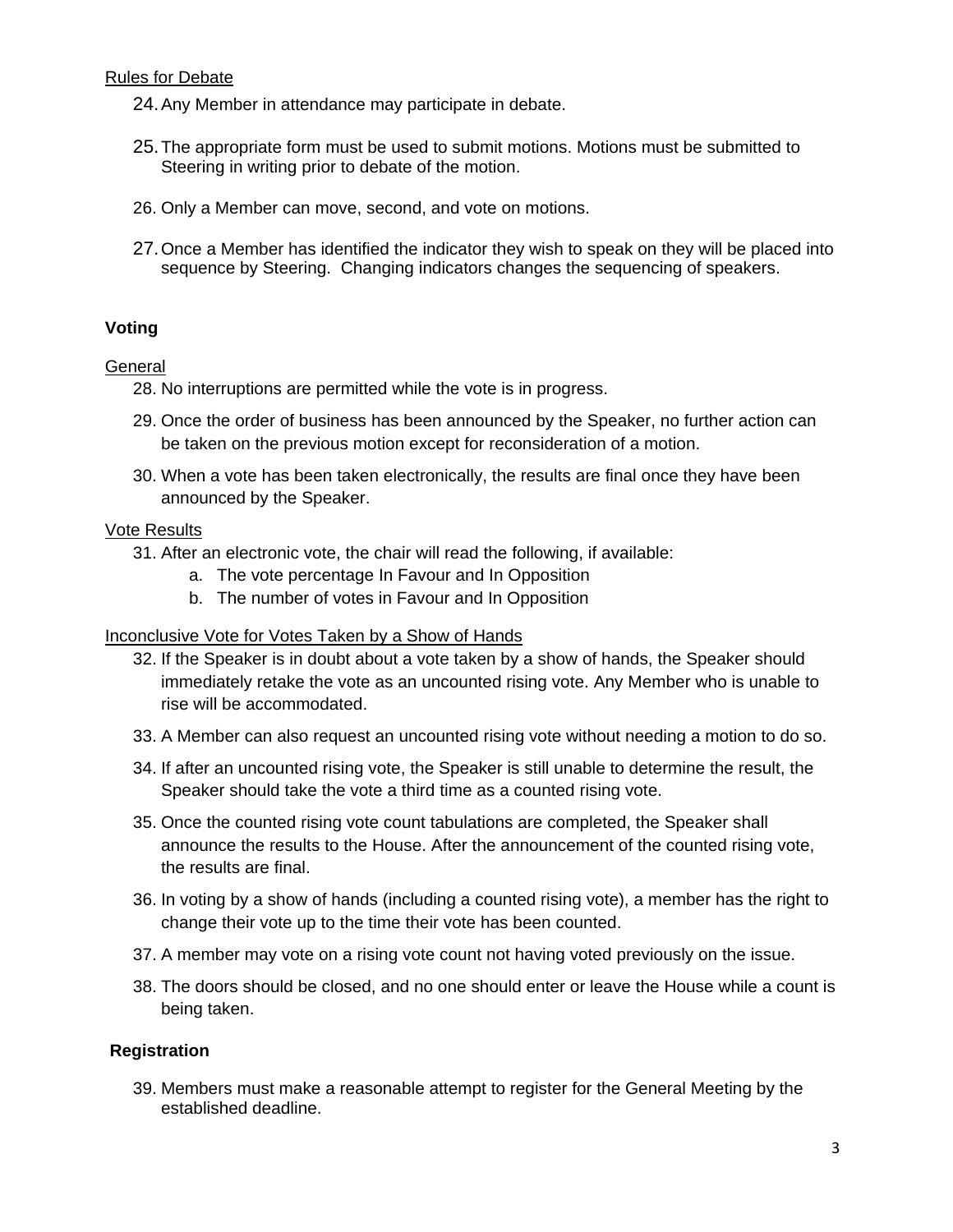Rules for Debate

24. Any Member in attendance may participate in debate.

25. The appropriate form must be used to submit motions. Motions must be submitted to Steering in writing prior to debate of the motion.

26. Only a Member can move, second, and vote on motions.

27. Once a Member has identified the indicator they wish to speak on they will be placed into sequence by Steering. Changing indicators changes the sequencing of speakers.

## Voting

General

28. No interruptions are permitted while the vote is in progress.

29. Once the order of business has been announced by the Speaker, no further action can be taken on the previous motion except for reconsideration of a motion.

30. When a vote has been taken electronically, the results are final once they have been announced by the Speaker.

Vote Results

31. After an electronic vote, the chair will read the following, if available:
    a. The vote percentage In Favour and In Opposition
    b. The number of votes in Favour and In Opposition

Inconclusive Vote for Votes Taken by a Show of Hands

32. If the Speaker is in doubt about a vote taken by a show of hands, the Speaker should immediately retake the vote as an uncounted rising vote. Any Member who is unable to rise will be accommodated.

33. A Member can also request an uncounted rising vote without needing a motion to do so.

34. If after an uncounted rising vote, the Speaker is still unable to determine the result, the Speaker should take the vote a third time as a counted rising vote.

35. Once the counted rising vote count tabulations are completed, the Speaker shall announce the results to the House. After the announcement of the counted rising vote, the results are final.

36. In voting by a show of hands (including a counted rising vote), a member has the right to change their vote up to the time their vote has been counted.

37. A member may vote on a rising vote count not having voted previously on the issue.

38. The doors should be closed, and no one should enter or leave the House while a count is being taken.

## Registration

39. Members must make a reasonable attempt to register for the General Meeting by the established deadline.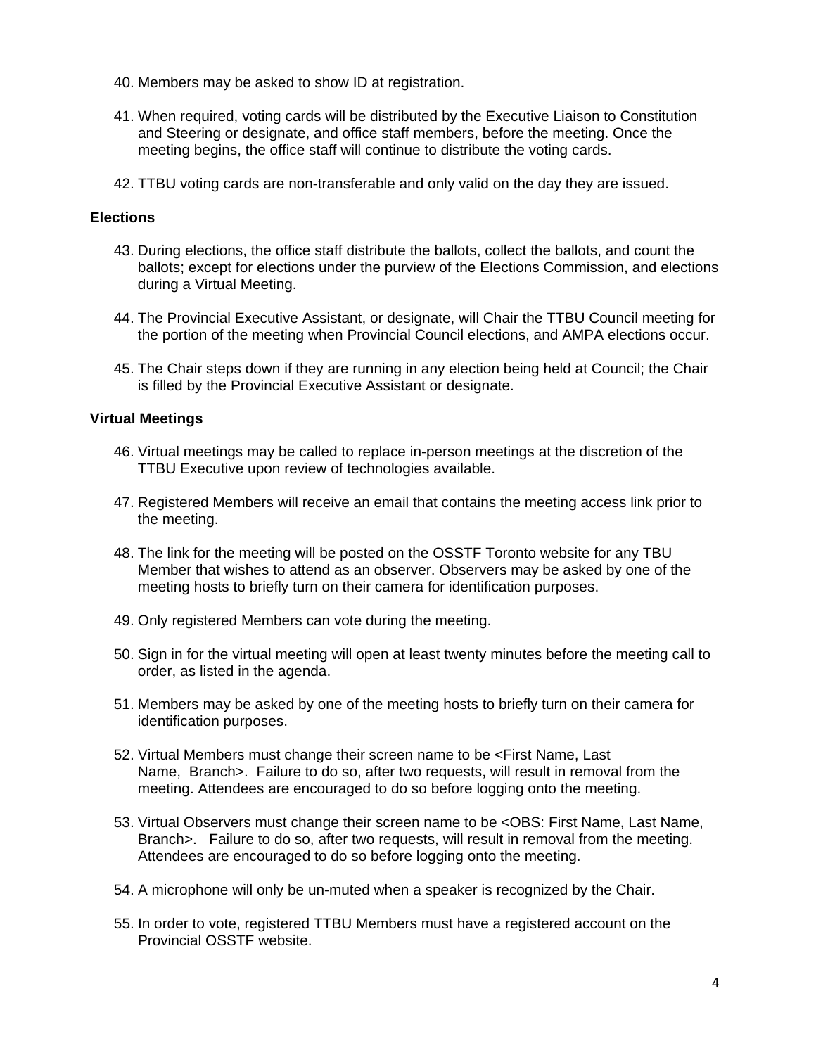40. Members may be asked to show ID at registration.

41. When required, voting cards will be distributed by the Executive Liaison to Constitution and Steering or designate, and office staff members, before the meeting. Once the meeting begins, the office staff will continue to distribute the voting cards.

42. TTBU voting cards are non-transferable and only valid on the day they are issued.

**Elections**

43. During elections, the office staff distribute the ballots, collect the ballots, and count the ballots; except for elections under the purview of the Elections Commission, and elections during a Virtual Meeting.

44. The Provincial Executive Assistant, or designate, will Chair the TTBU Council meeting for the portion of the meeting when Provincial Council elections, and AMPA elections occur.

45. The Chair steps down if they are running in any election being held at Council; the Chair is filled by the Provincial Executive Assistant or designate.

**Virtual Meetings**

46. Virtual meetings may be called to replace in-person meetings at the discretion of the TTBU Executive upon review of technologies available.

47. Registered Members will receive an email that contains the meeting access link prior to the meeting.

48. The link for the meeting will be posted on the OSSTF Toronto website for any TBU Member that wishes to attend as an observer. Observers may be asked by one of the meeting hosts to briefly turn on their camera for identification purposes.

49. Only registered Members can vote during the meeting.

50. Sign in for the virtual meeting will open at least twenty minutes before the meeting call to order, as listed in the agenda.

51. Members may be asked by one of the meeting hosts to briefly turn on their camera for identification purposes.

52. Virtual Members must change their screen name to be <First Name, Last Name, Branch>. Failure to do so, after two requests, will result in removal from the meeting. Attendees are encouraged to do so before logging onto the meeting.

53. Virtual Observers must change their screen name to be <OBS: First Name, Last Name, Branch>. Failure to do so, after two requests, will result in removal from the meeting. Attendees are encouraged to do so before logging onto the meeting.

54. A microphone will only be un-muted when a speaker is recognized by the Chair.

55. In order to vote, registered TTBU Members must have a registered account on the Provincial OSSTF website.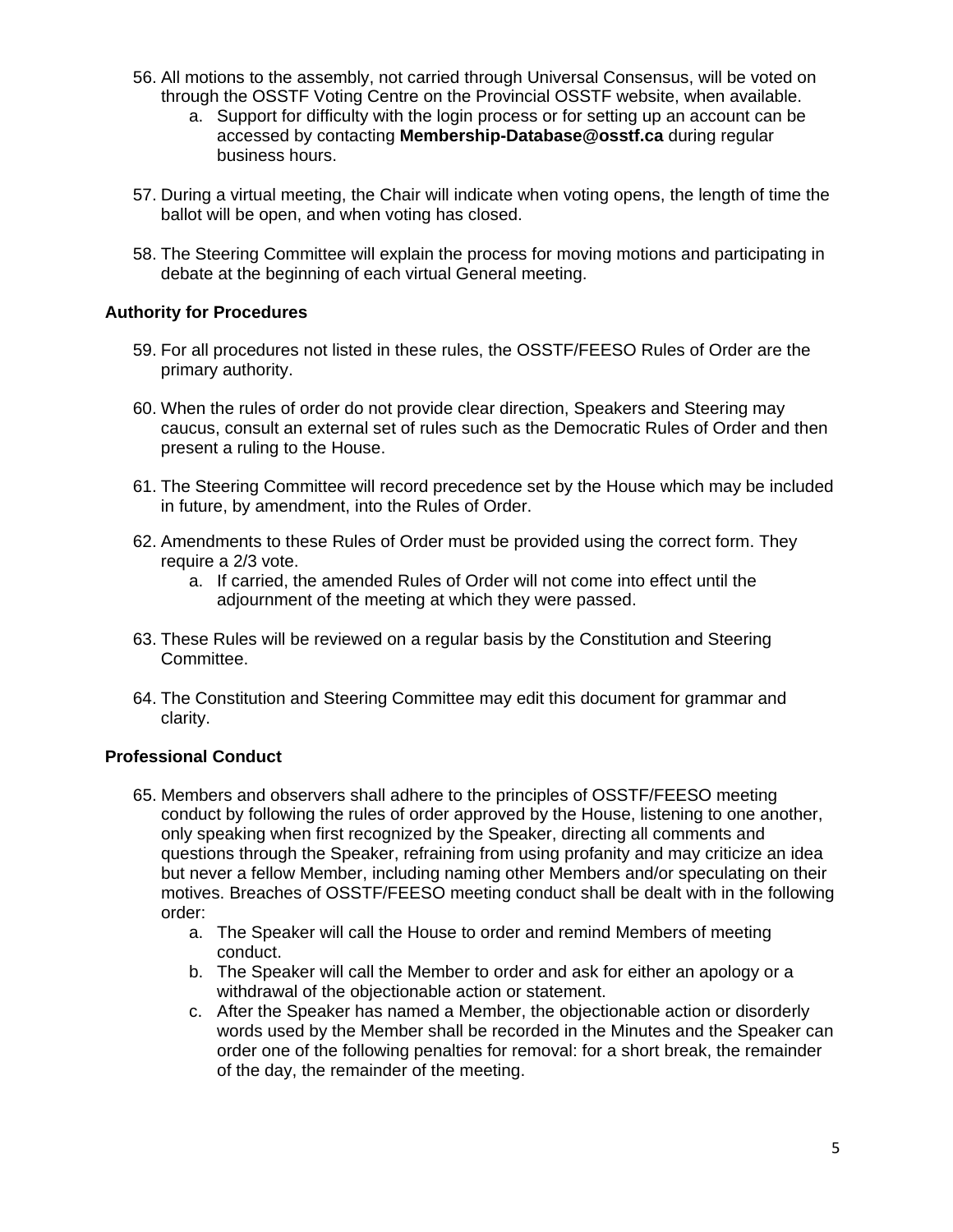56. All motions to the assembly, not carried through Universal Consensus, will be voted on through the OSSTF Voting Centre on the Provincial OSSTF website, when available.
    a. Support for difficulty with the login process or for setting up an account can be accessed by contacting **Membership-Database@osstf.ca** during regular business hours.

57. During a virtual meeting, the Chair will indicate when voting opens, the length of time the ballot will be open, and when voting has closed.

58. The Steering Committee will explain the process for moving motions and participating in debate at the beginning of each virtual General meeting.

**Authority for Procedures**

59. For all procedures not listed in these rules, the OSSTF/FEESO Rules of Order are the primary authority.

60. When the rules of order do not provide clear direction, Speakers and Steering may caucus, consult an external set of rules such as the Democratic Rules of Order and then present a ruling to the House.

61. The Steering Committee will record precedence set by the House which may be included in future, by amendment, into the Rules of Order.

62. Amendments to these Rules of Order must be provided using the correct form. They require a 2/3 vote.
    a. If carried, the amended Rules of Order will not come into effect until the adjournment of the meeting at which they were passed.

63. These Rules will be reviewed on a regular basis by the Constitution and Steering Committee.

64. The Constitution and Steering Committee may edit this document for grammar and clarity.

**Professional Conduct**

65. Members and observers shall adhere to the principles of OSSTF/FEESO meeting conduct by following the rules of order approved by the House, listening to one another, only speaking when first recognized by the Speaker, directing all comments and questions through the Speaker, refraining from using profanity and may criticize an idea but never a fellow Member, including naming other Members and/or speculating on their motives. Breaches of OSSTF/FEESO meeting conduct shall be dealt with in the following order:
    a. The Speaker will call the House to order and remind Members of meeting conduct.
    b. The Speaker will call the Member to order and ask for either an apology or a withdrawal of the objectionable action or statement.
    c. After the Speaker has named a Member, the objectionable action or disorderly words used by the Member shall be recorded in the Minutes and the Speaker can order one of the following penalties for removal: for a short break, the remainder of the day, the remainder of the meeting.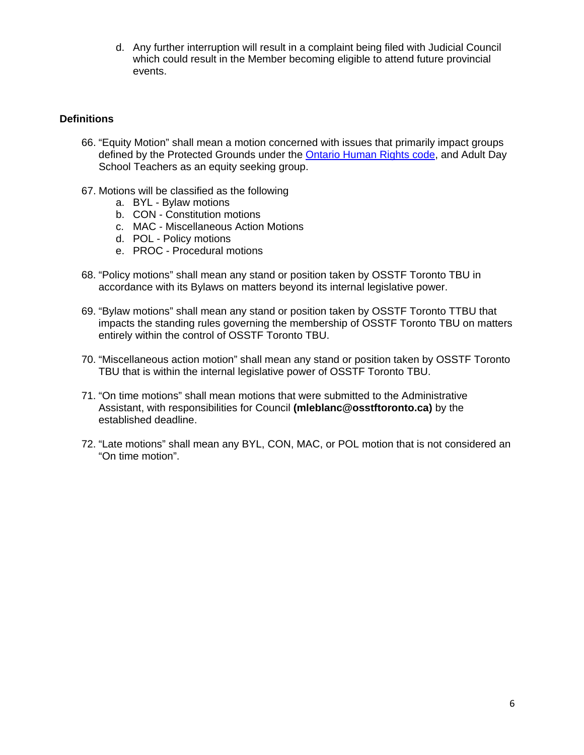d. Any further interruption will result in a complaint being filed with Judicial Council which could result in the Member becoming eligible to attend future provincial events.

## Definitions

66. "Equity Motion" shall mean a motion concerned with issues that primarily impact groups defined by the Protected Grounds under the [Ontario Human Rights code](), and Adult Day School Teachers as an equity seeking group.

67. Motions will be classified as the following
    a. BYL - Bylaw motions
    b. CON - Constitution motions
    c. MAC - Miscellaneous Action Motions
    d. POL - Policy motions
    e. PROC - Procedural motions

68. "Policy motions" shall mean any stand or position taken by OSSTF Toronto TBU in accordance with its Bylaws on matters beyond its internal legislative power.

69. "Bylaw motions" shall mean any stand or position taken by OSSTF Toronto TTBU that impacts the standing rules governing the membership of OSSTF Toronto TBU on matters entirely within the control of OSSTF Toronto TBU.

70. "Miscellaneous action motion" shall mean any stand or position taken by OSSTF Toronto TBU that is within the internal legislative power of OSSTF Toronto TBU.

71. "On time motions" shall mean motions that were submitted to the Administrative Assistant, with responsibilities for Council **(mleblanc@osstftoronto.ca)** by the established deadline.

72. "Late motions" shall mean any BYL, CON, MAC, or POL motion that is not considered an "On time motion".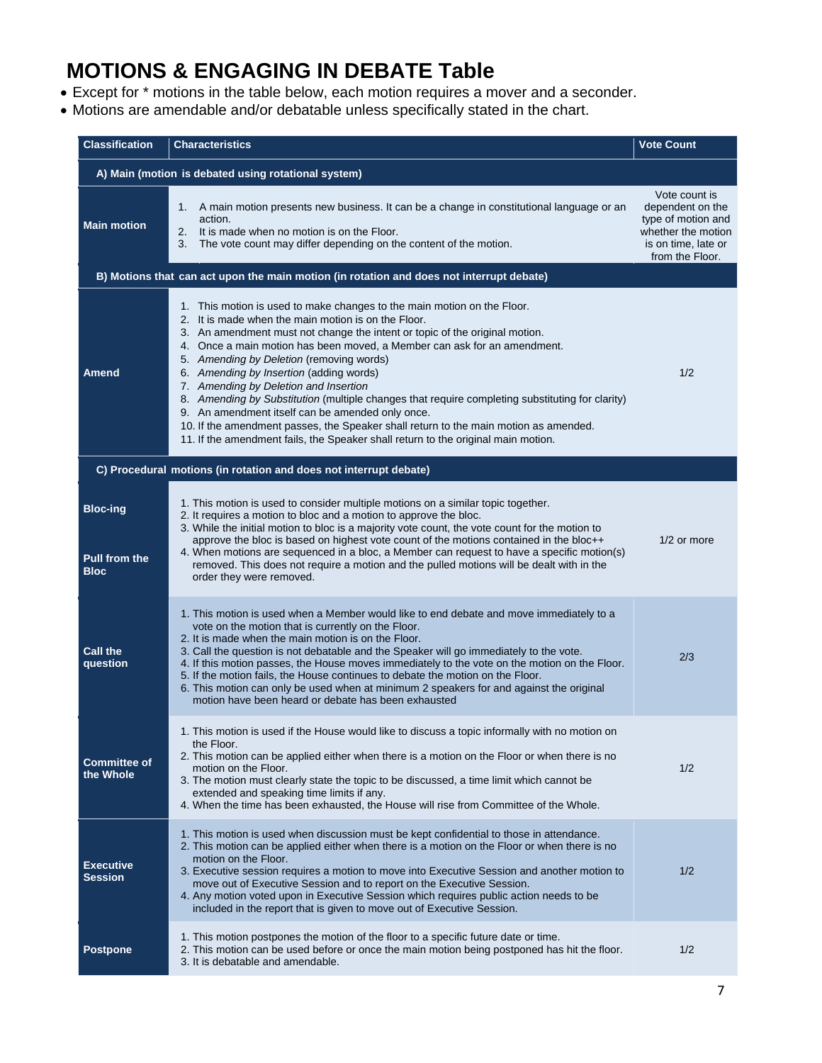# MOTIONS & ENGAGING IN DEBATE Table

- Except for * motions in the table below, each motion requires a mover and a seconder.
- Motions are amendable and/or debatable unless specifically stated in the chart.

| Classification | Characteristics | Vote Count |
|---|---|---|
| **A) Main (motion is debated using rotational system)** | | |
| **Main motion** | 1. A main motion presents new business. It can be a change in constitutional language or an action.<br>2. It is made when no motion is on the Floor.<br>3. The vote count may differ depending on the content of the motion. | Vote count is dependent on the type of motion and whether the motion is on time, late or from the Floor. |
| **B) Motions that can act upon the main motion (in rotation and does not interrupt debate)** | | |
| **Amend** | 1. This motion is used to make changes to the main motion on the Floor.<br>2. It is made when the main motion is on the Floor.<br>3. An amendment must not change the intent or topic of the original motion.<br>4. Once a main motion has been moved, a Member can ask for an amendment.<br>5. *Amending by Deletion* (removing words)<br>6. *Amending by Insertion* (adding words)<br>7. *Amending by Deletion and Insertion*<br>8. *Amending by Substitution* (multiple changes that require completing substituting for clarity)<br>9. An amendment itself can be amended only once.<br>10. If the amendment passes, the Speaker shall return to the main motion as amended.<br>11. If the amendment fails, the Speaker shall return to the original main motion. | 1/2 |
| **C) Procedural motions (in rotation and does not interrupt debate)** | | |
| **Bloc-ing**<br><br>**Pull from the Bloc** | 1. This motion is used to consider multiple motions on a similar topic together.<br>2. It requires a motion to bloc and a motion to approve the bloc.<br>3. While the initial motion to bloc is a majority vote count, the vote count for the motion to approve the bloc is based on highest vote count of the motions contained in the bloc++<br>4. When motions are sequenced in a bloc, a Member can request to have a specific motion(s) removed. This does not require a motion and the pulled motions will be dealt with in the order they were removed. | 1/2 or more |
| **Call the question** | 1. This motion is used when a Member would like to end debate and move immediately to a vote on the motion that is currently on the Floor.<br>2. It is made when the main motion is on the Floor.<br>3. Call the question is not debatable and the Speaker will go immediately to the vote.<br>4. If this motion passes, the House moves immediately to the vote on the motion on the Floor.<br>5. If the motion fails, the House continues to debate the motion on the Floor.<br>6. This motion can only be used when at minimum 2 speakers for and against the original motion have been heard or debate has been exhausted | 2/3 |
| **Committee of the Whole** | 1. This motion is used if the House would like to discuss a topic informally with no motion on the Floor.<br>2. This motion can be applied either when there is a motion on the Floor or when there is no motion on the Floor.<br>3. The motion must clearly state the topic to be discussed, a time limit which cannot be extended and speaking time limits if any.<br>4. When the time has been exhausted, the House will rise from Committee of the Whole. | 1/2 |
| **Executive Session** | 1. This motion is used when discussion must be kept confidential to those in attendance.<br>2. This motion can be applied either when there is a motion on the Floor or when there is no motion on the Floor.<br>3. Executive session requires a motion to move into Executive Session and another motion to move out of Executive Session and to report on the Executive Session.<br>4. Any motion voted upon in Executive Session which requires public action needs to be included in the report that is given to move out of Executive Session. | 1/2 |
| **Postpone** | 1. This motion postpones the motion of the floor to a specific future date or time.<br>2. This motion can be used before or once the main motion being postponed has hit the floor.<br>3. It is debatable and amendable. | 1/2 |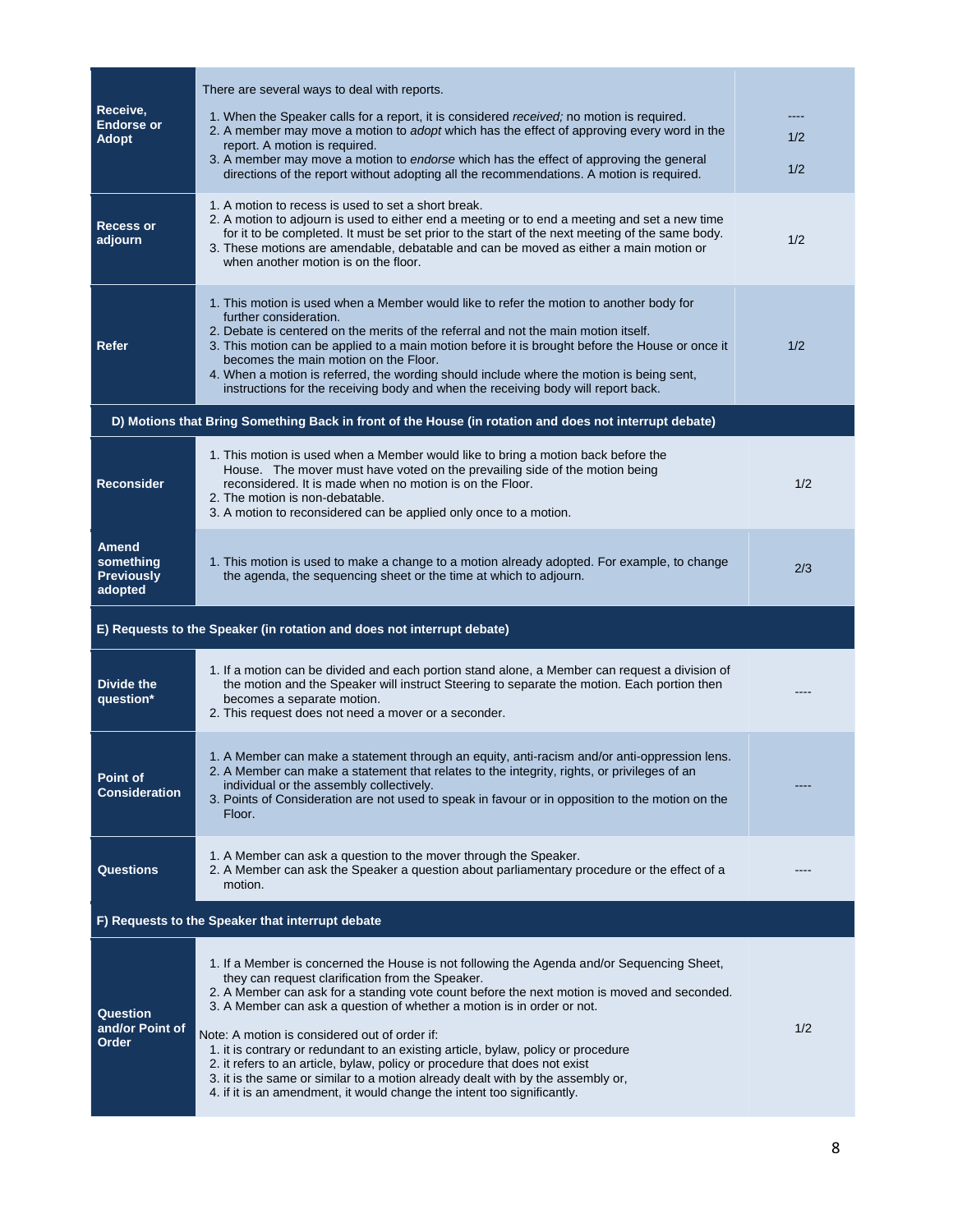| | | |
|---|---|---|
| **Receive, Endorse or Adopt** | There are several ways to deal with reports.<br>1. When the Speaker calls for a report, it is considered *received;* no motion is required.<br>2. A member may move a motion to *adopt* which has the effect of approving every word in the report. A motion is required.<br>3. A member may move a motion to *endorse* which has the effect of approving the general directions of the report without adopting all the recommendations. A motion is required. | ----<br>1/2<br>1/2 |
| **Recess or adjourn** | 1. A motion to recess is used to set a short break.<br>2. A motion to adjourn is used to either end a meeting or to end a meeting and set a new time for it to be completed. It must be set prior to the start of the next meeting of the same body.<br>3. These motions are amendable, debatable and can be moved as either a main motion or when another motion is on the floor. | 1/2 |
| **Refer** | 1. This motion is used when a Member would like to refer the motion to another body for further consideration.<br>2. Debate is centered on the merits of the referral and not the main motion itself.<br>3. This motion can be applied to a main motion before it is brought before the House or once it becomes the main motion on the Floor.<br>4. When a motion is referred, the wording should include where the motion is being sent, instructions for the receiving body and when the receiving body will report back. | 1/2 |
| **D) Motions that Bring Something Back in front of the House (in rotation and does not interrupt debate)** | | |
| **Reconsider** | 1. This motion is used when a Member would like to bring a motion back before the House. The mover must have voted on the prevailing side of the motion being reconsidered. It is made when no motion is on the Floor.<br>2. The motion is non-debatable.<br>3. A motion to reconsidered can be applied only once to a motion. | 1/2 |
| **Amend something Previously adopted** | 1. This motion is used to make a change to a motion already adopted. For example, to change the agenda, the sequencing sheet or the time at which to adjourn. | 2/3 |
| **E) Requests to the Speaker (in rotation and does not interrupt debate)** | | |
| **Divide the question*** | 1. If a motion can be divided and each portion stand alone, a Member can request a division of the motion and the Speaker will instruct Steering to separate the motion. Each portion then becomes a separate motion.<br>2. This request does not need a mover or a seconder. | ---- |
| **Point of Consideration** | 1. A Member can make a statement through an equity, anti-racism and/or anti-oppression lens.<br>2. A Member can make a statement that relates to the integrity, rights, or privileges of an individual or the assembly collectively.<br>3. Points of Consideration are not used to speak in favour or in opposition to the motion on the Floor. | ---- |
| **Questions** | 1. A Member can ask a question to the mover through the Speaker.<br>2. A Member can ask the Speaker a question about parliamentary procedure or the effect of a motion. | ---- |
| **F) Requests to the Speaker that interrupt debate** | | |
| **Question and/or Point of Order** | 1. If a Member is concerned the House is not following the Agenda and/or Sequencing Sheet, they can request clarification from the Speaker.<br>2. A Member can ask for a standing vote count before the next motion is moved and seconded.<br>3. A Member can ask a question of whether a motion is in order or not.<br><br>Note: A motion is considered out of order if:<br>1. it is contrary or redundant to an existing article, bylaw, policy or procedure<br>2. it refers to an article, bylaw, policy or procedure that does not exist<br>3. it is the same or similar to a motion already dealt with by the assembly or,<br>4. if it is an amendment, it would change the intent too significantly. | 1/2 |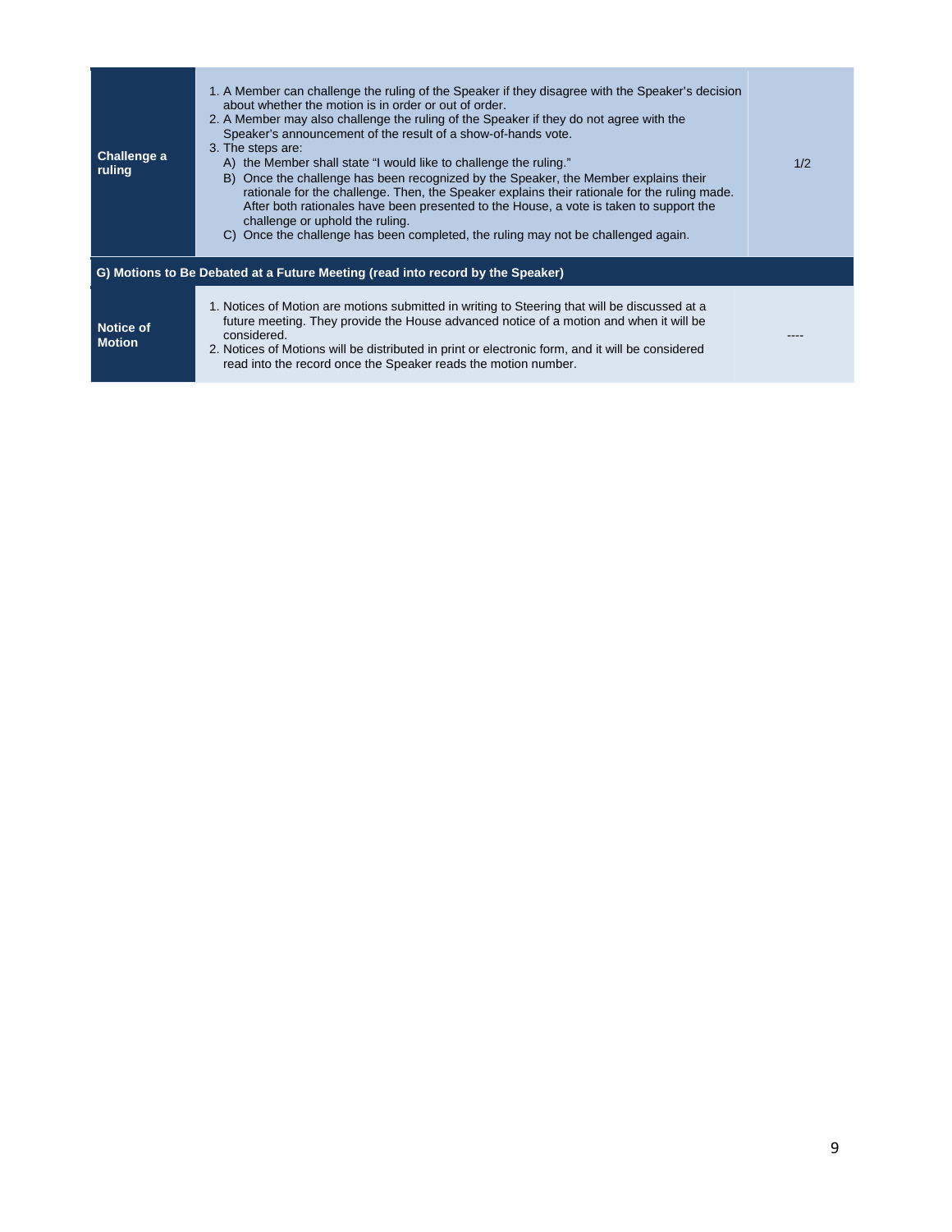| | | |
|---|---|---|
| **Challenge a ruling** | 1. A Member can challenge the ruling of the Speaker if they disagree with the Speaker's decision about whether the motion is in order or out of order.<br>2. A Member may also challenge the ruling of the Speaker if they do not agree with the Speaker's announcement of the result of a show-of-hands vote.<br>3. The steps are:<br>A) the Member shall state "I would like to challenge the ruling."<br>B) Once the challenge has been recognized by the Speaker, the Member explains their rationale for the challenge. Then, the Speaker explains their rationale for the ruling made. After both rationales have been presented to the House, a vote is taken to support the challenge or uphold the ruling.<br>C) Once the challenge has been completed, the ruling may not be challenged again. | 1/2 |
| **G) Motions to Be Debated at a Future Meeting (read into record by the Speaker)** | | |
| **Notice of Motion** | 1. Notices of Motion are motions submitted in writing to Steering that will be discussed at a future meeting. They provide the House advanced notice of a motion and when it will be considered.<br>2. Notices of Motions will be distributed in print or electronic form, and it will be considered read into the record once the Speaker reads the motion number. | ---- |